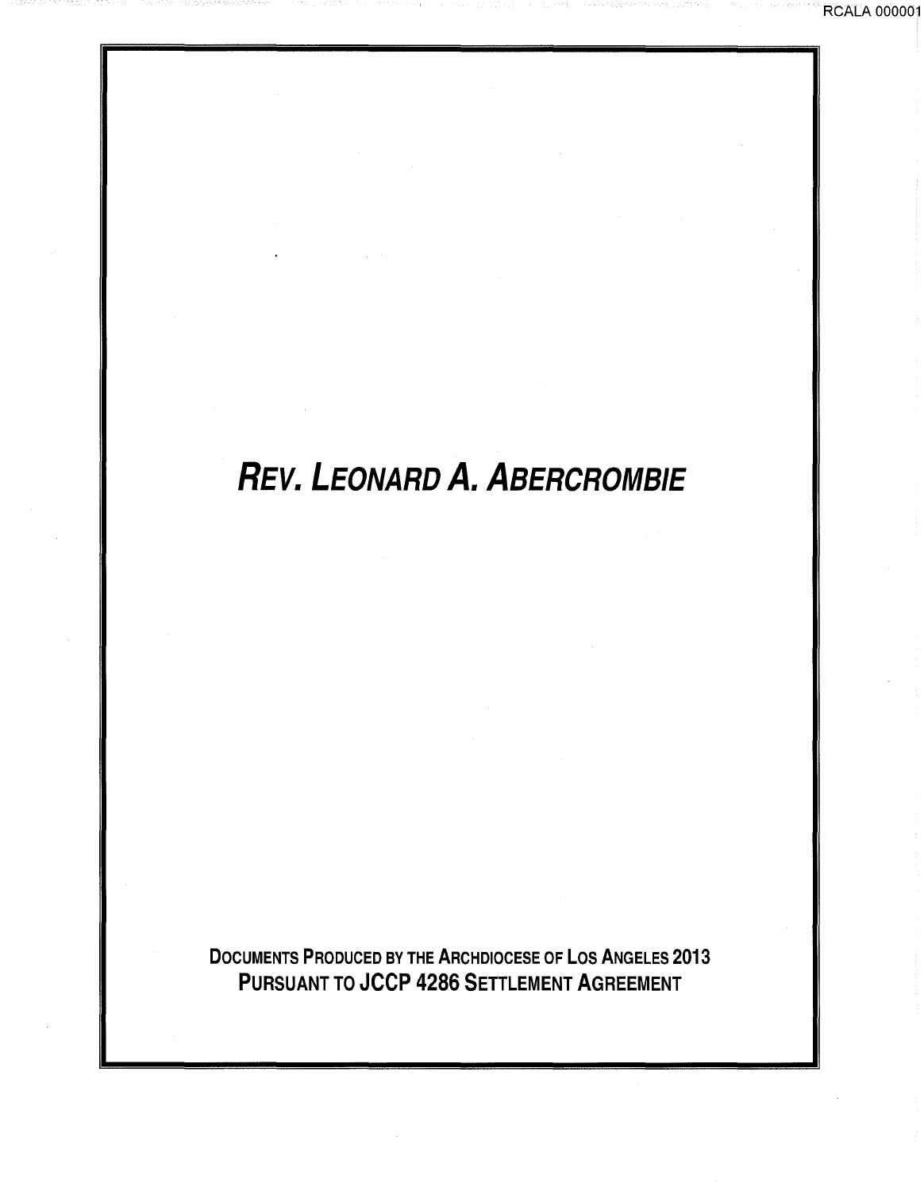# *Rev. Leonard A. Abercrombie*

**Documents Produced by the Archdiocese of Los Angeles 2013**
**Pursuant to JCCP 4286 Settlement Agreement**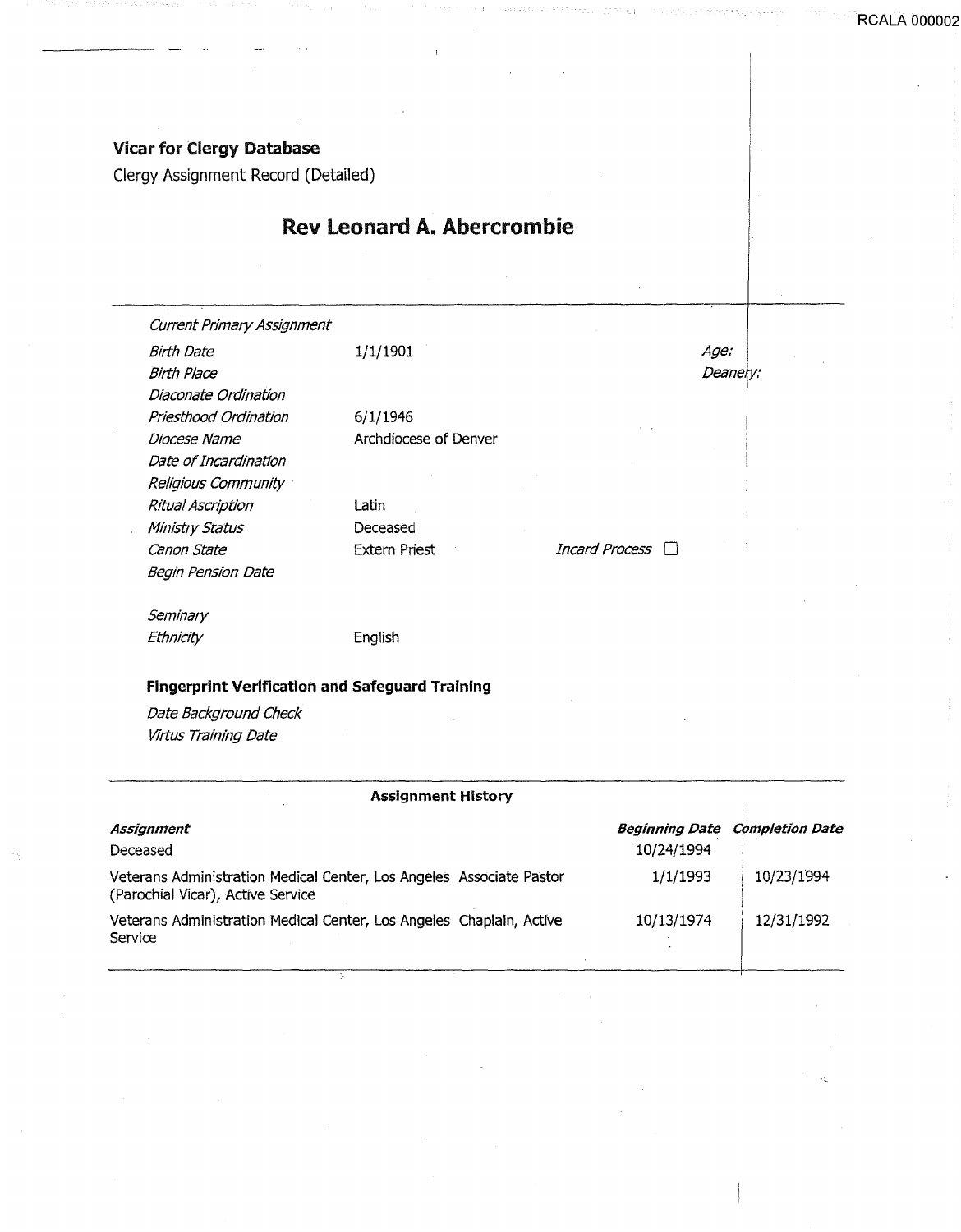**Vicar for Clergy Database**

Clergy Assignment Record (Detailed)

# Rev Leonard A. Abercrombie

| | | | |
|---|---|---|---|
| *Current Primary Assignment* | | | |
| *Birth Date* | 1/1/1901 | *Age:* | |
| *Birth Place* | | *Deanery:* | |
| *Diaconate Ordination* | | | |
| *Priesthood Ordination* | 6/1/1946 | | |
| *Diocese Name* | Archdiocese of Denver | | |
| *Date of Incardination* | | | |
| *Religious Community* | | | |
| *Ritual Ascription* | Latin | | |
| *Ministry Status* | Deceased | | |
| *Canon State* | Extern Priest | *Incard Process* | ☐ |
| *Begin Pension Date* | | | |
| *Seminary* | | | |
| *Ethnicity* | English | | |

**Fingerprint Verification and Safeguard Training**

*Date Background Check*

*Virtus Training Date*

**Assignment History**

| *Assignment* | *Beginning Date* | *Completion Date* |
|---|---|---|
| Deceased | 10/24/1994 | |
| Veterans Administration Medical Center, Los Angeles Associate Pastor (Parochial Vicar), Active Service | 1/1/1993 | 10/23/1994 |
| Veterans Administration Medical Center, Los Angeles Chaplain, Active Service | 10/13/1974 | 12/31/1992 |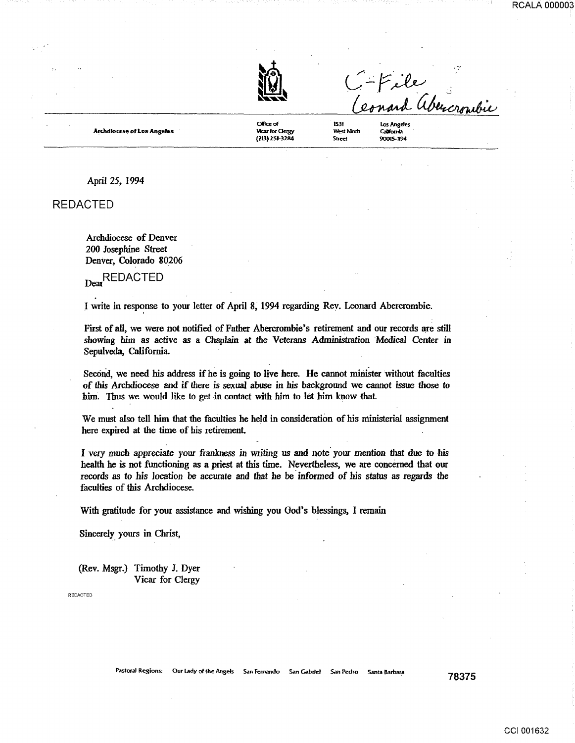C-File
Leonard Abercrombie

**Archdiocese of Los Angeles**

Office of Vicar for Clergy (213) 251-3284 | 1531 West Ninth Street | Los Angeles California 90015-1194

April 25, 1994

REDACTED

Archdiocese of Denver
200 Josephine Street
Denver, Colorado 80206

Dear REDACTED

I write in response to your letter of April 8, 1994 regarding Rev. Leonard Abercrombie.

First of all, we were not notified of Father Abercrombie's retirement and our records are still showing him as active as a Chaplain at the Veterans Administration Medical Center in Sepulveda, California.

Second, we need his address if he is going to live here. He cannot minister without faculties of this Archdiocese and if there is sexual abuse in his background we cannot issue those to him. Thus we would like to get in contact with him to let him know that.

We must also tell him that the faculties he held in consideration of his ministerial assignment here expired at the time of his retirement.

I very much appreciate your frankness in writing us and note your mention that due to his health he is not functioning as a priest at this time. Nevertheless, we are concerned that our records as to his location be accurate and that he be informed of his status as regards the faculties of this Archdiocese.

With gratitude for your assistance and wishing you God's blessings, I remain

Sincerely yours in Christ,

(Rev. Msgr.) Timothy J. Dyer
Vicar for Clergy

REDACTED

Pastoral Regions: Our Lady of the Angels San Fernando San Gabriel San Pedro Santa Barbara

78375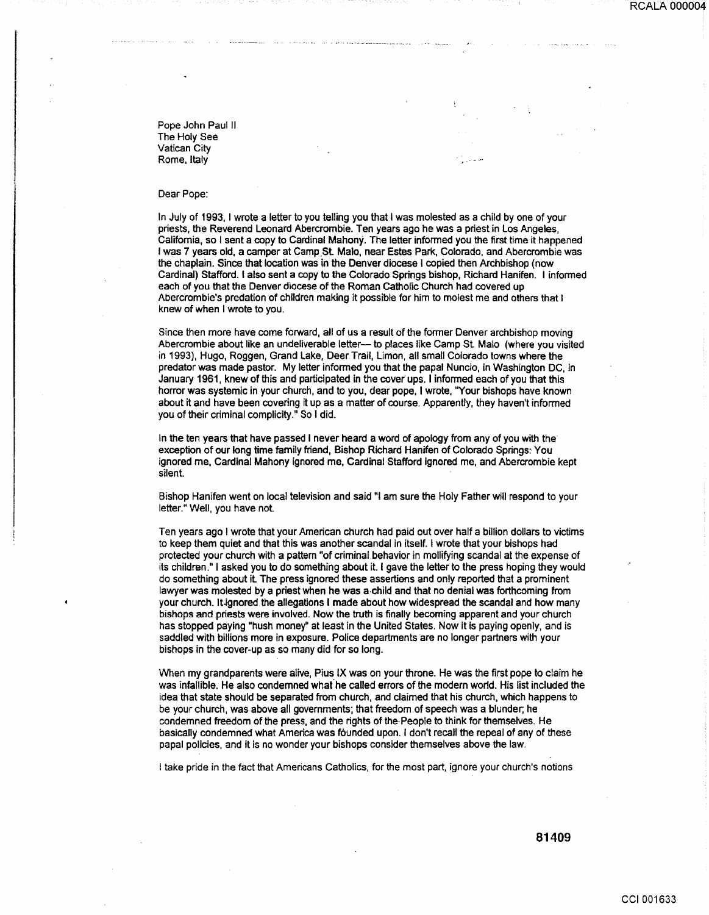Pope John Paul II
The Holy See
Vatican City
Rome, Italy

Dear Pope:

In July of 1993, I wrote a letter to you telling you that I was molested as a child by one of your priests, the Reverend Leonard Abercrombie. Ten years ago he was a priest in Los Angeles, California, so I sent a copy to Cardinal Mahony. The letter informed you the first time it happened I was 7 years old, a camper at Camp St. Malo, near Estes Park, Colorado, and Abercrombie was the chaplain. Since that location was in the Denver diocese I copied then Archbishop (now Cardinal) Stafford. I also sent a copy to the Colorado Springs bishop, Richard Hanifen. I informed each of you that the Denver diocese of the Roman Catholic Church had covered up Abercrombie's predation of children making it possible for him to molest me and others that I knew of when I wrote to you.

Since then more have come forward, all of us a result of the former Denver archbishop moving Abercrombie about like an undeliverable letter— to places like Camp St. Malo (where you visited in 1993), Hugo, Roggen, Grand Lake, Deer Trail, Limon, all small Colorado towns where the predator was made pastor. My letter informed you that the papal Nuncio, in Washington DC, in January 1961, knew of this and participated in the cover ups. I informed each of you that this horror was systemic in your church, and to you, dear pope, I wrote, "Your bishops have known about it and have been covering it up as a matter of course. Apparently, they haven't informed you of their criminal complicity." So I did.

In the ten years that have passed I never heard a word of apology from any of you with the exception of our long time family friend, Bishop Richard Hanifen of Colorado Springs: You ignored me, Cardinal Mahony ignored me, Cardinal Stafford ignored me, and Abercrombie kept silent.

Bishop Hanifen went on local television and said "I am sure the Holy Father will respond to your letter." Well, you have not.

Ten years ago I wrote that your American church had paid out over half a billion dollars to victims to keep them quiet and that this was another scandal in itself. I wrote that your bishops had protected your church with a pattern "of criminal behavior in mollifying scandal at the expense of its children." I asked you to do something about it. I gave the letter to the press hoping they would do something about it. The press ignored these assertions and only reported that a prominent lawyer was molested by a priest when he was a child and that no denial was forthcoming from your church. It ignored the allegations I made about how widespread the scandal and how many bishops and priests were involved. Now the truth is finally becoming apparent and your church has stopped paying "hush money" at least in the United States. Now it is paying openly, and is saddled with billions more in exposure. Police departments are no longer partners with your bishops in the cover-up as so many did for so long.

When my grandparents were alive, Pius IX was on your throne. He was the first pope to claim he was infallible. He also condemned what he called errors of the modern world. His list included the idea that state should be separated from church, and claimed that his church, which happens to be your church, was above all governments; that freedom of speech was a blunder; he condemned freedom of the press, and the rights of the People to think for themselves. He basically condemned what America was founded upon. I don't recall the repeal of any of these papal policies, and it is no wonder your bishops consider themselves above the law.

I take pride in the fact that Americans Catholics, for the most part, ignore your church's notions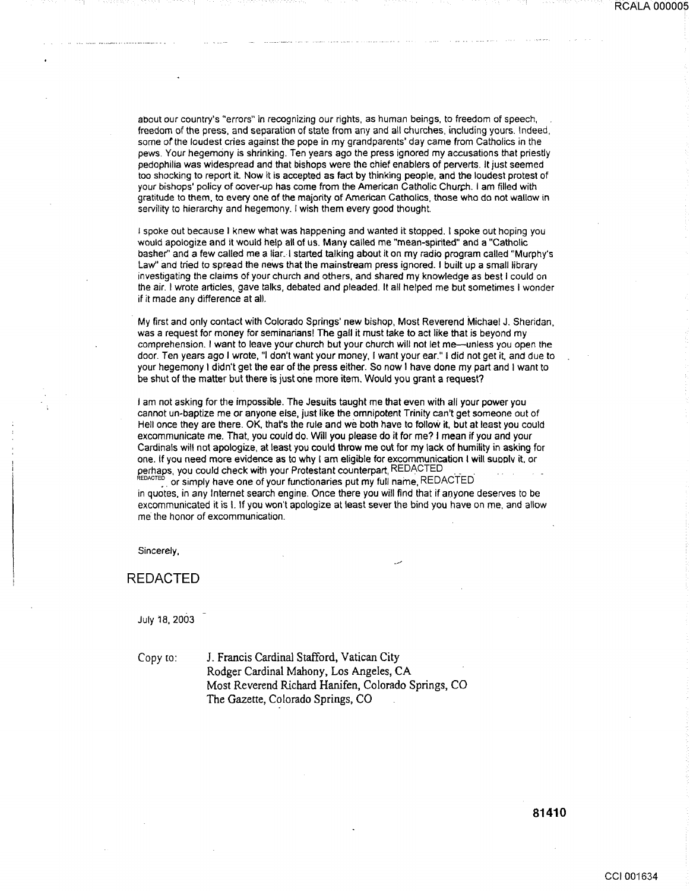about our country's "errors" in recognizing our rights, as human beings, to freedom of speech, freedom of the press, and separation of state from any and all churches, including yours. Indeed, some of the loudest cries against the pope in my grandparents' day came from Catholics in the pews. Your hegemony is shrinking. Ten years ago the press ignored my accusations that priestly pedophilia was widespread and that bishops were the chief enablers of perverts. It just seemed too shocking to report it. Now it is accepted as fact by thinking people, and the loudest protest of your bishops' policy of cover-up has come from the American Catholic Church. I am filled with gratitude to them, to every one of the majority of American Catholics, those who do not wallow in servility to hierarchy and hegemony. I wish them every good thought.

I spoke out because I knew what was happening and wanted it stopped. I spoke out hoping you would apologize and it would help all of us. Many called me "mean-spirited" and a "Catholic basher" and a few called me a liar. I started talking about it on my radio program called "Murphy's Law" and tried to spread the news that the mainstream press ignored. I built up a small library investigating the claims of your church and others, and shared my knowledge as best I could on the air. I wrote articles, gave talks, debated and pleaded. It all helped me but sometimes I wonder if it made any difference at all.

My first and only contact with Colorado Springs' new bishop, Most Reverend Michael J. Sheridan, was a request for money for seminarians! The gall it must take to act like that is beyond my comprehension. I want to leave your church but your church will not let me—unless you open the door. Ten years ago I wrote, "I don't want your money, I want your ear." I did not get it, and due to your hegemony I didn't get the ear of the press either. So now I have done my part and I want to be shut of the matter but there is just one more item. Would you grant a request?

I am not asking for the impossible. The Jesuits taught me that even with all your power you cannot un-baptize me or anyone else, just like the omnipotent Trinity can't get someone out of Hell once they are there. OK, that's the rule and we both have to follow it, but at least you could excommunicate me. That, you could do. Will you please do it for me? I mean if you and your Cardinals will not apologize, at least you could throw me out for my lack of humility in asking for one. If you need more evidence as to why I am eligible for excommunication I will supply it, or perhaps, you could check with your Protestant counterpart, REDACTED REDACTED or simply have one of your functionaries put my full name, REDACTED in quotes, in any Internet search engine. Once there you will find that if anyone deserves to be excommunicated it is I. If you won't apologize at least sever the bind you have on me, and allow me the honor of excommunication.

Sincerely,

REDACTED

July 18, 2003

Copy to: J. Francis Cardinal Stafford, Vatican City
Rodger Cardinal Mahony, Los Angeles, CA
Most Reverend Richard Hanifen, Colorado Springs, CO
The Gazette, Colorado Springs, CO

81410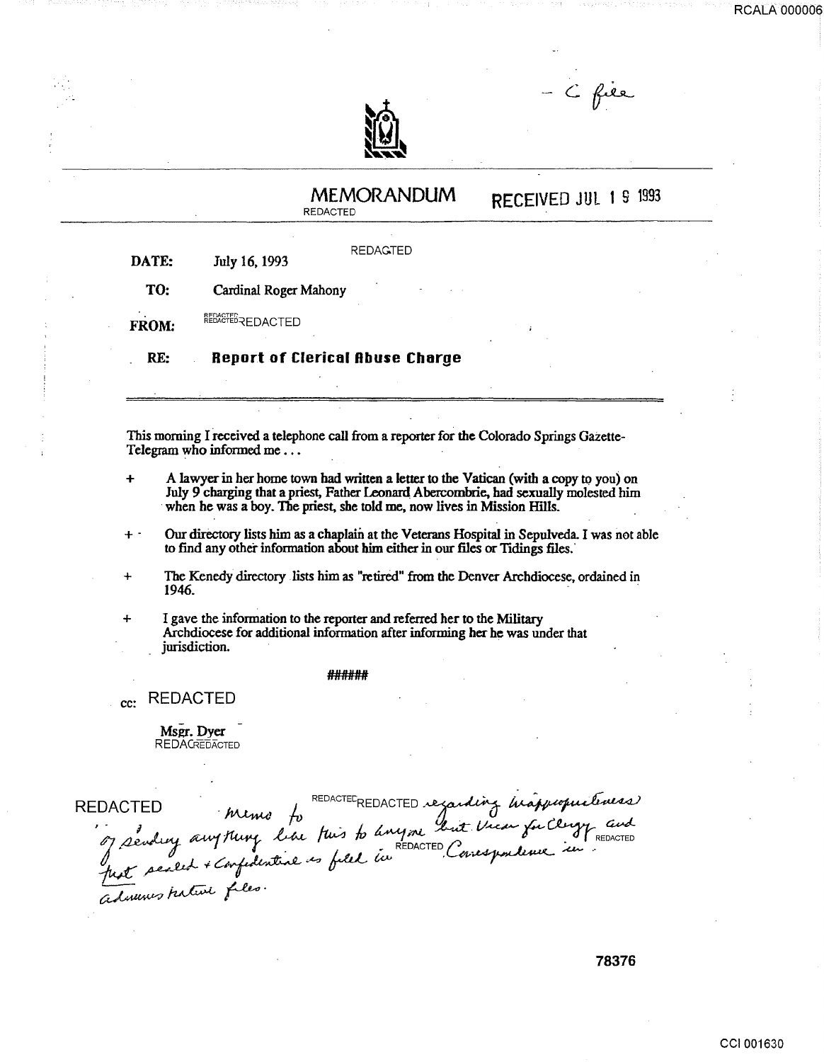– C file

# MEMORANDUM

REDACTED

RECEIVED JUL 19 1993

REDACTED

**DATE:** July 16, 1993

**TO:** Cardinal Roger Mahony

**FROM:** REDACTED

**RE:** **Report of Clerical Abuse Charge**

---

This morning I received a telephone call from a reporter for the Colorado Springs Gazette-Telegram who informed me . . .

+ A lawyer in her home town had written a letter to the Vatican (with a copy to you) on July 9 charging that a priest, Father Leonard Abercombrie, had sexually molested him when he was a boy. The priest, she told me, now lives in Mission Hills.

+ Our directory lists him as a chaplain at the Veterans Hospital in Sepulveda. I was not able to find any other information about him either in our files or Tidings files.

+ The Kenedy directory lists him as "retired" from the Denver Archdiocese, ordained in 1946.

+ I gave the information to the reporter and referred her to the Military Archdiocese for additional information after informing her he was under that jurisdiction.

######

cc: REDACTED

Msgr. Dyer
REDACTED

REDACTED memo to REDACTED regarding inappropriateness of sending anything like this to anyone but Vicar for Clergy and REDACTED that sealed + Confidential is filed in REDACTED Correspondence in administrative files.

78376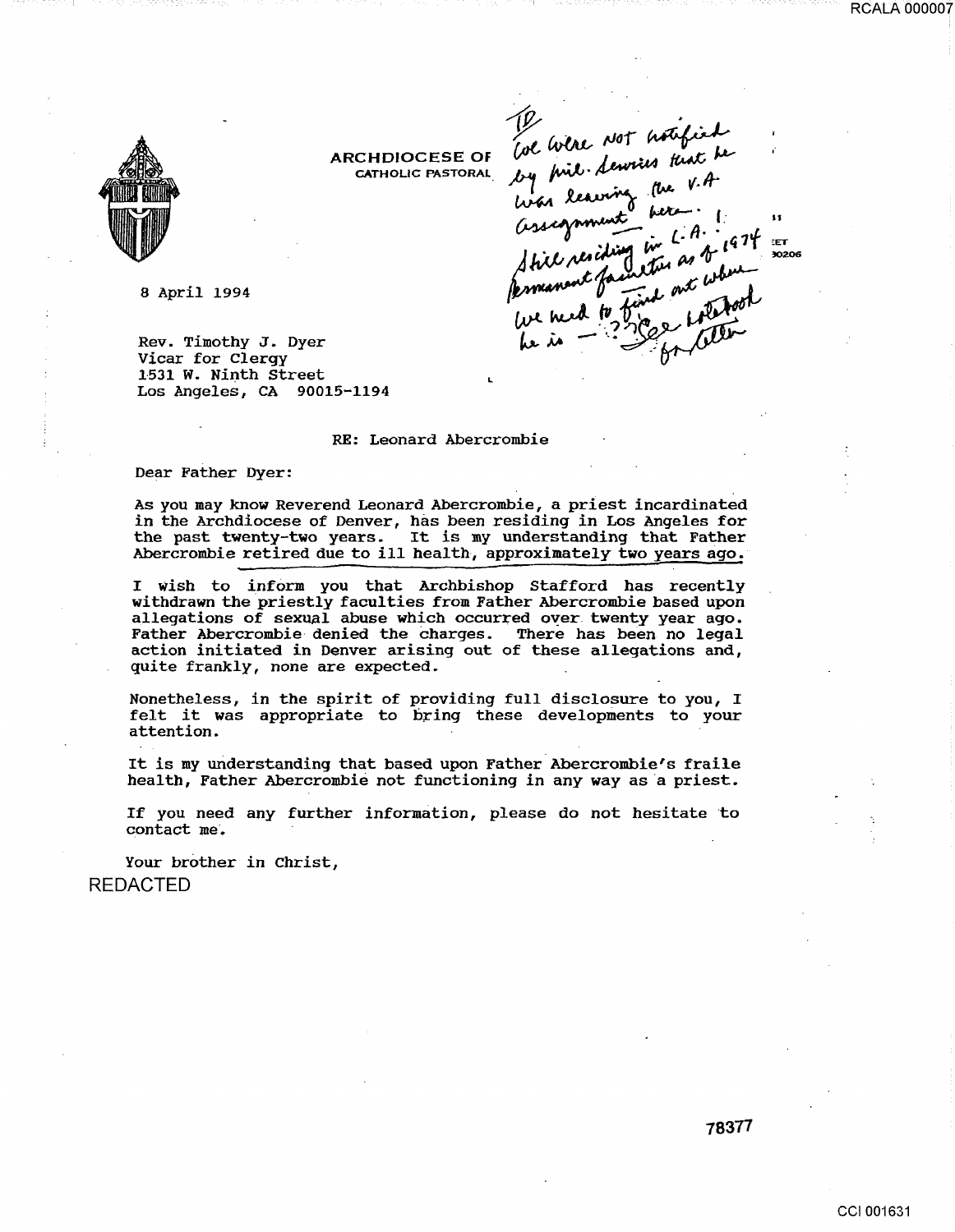ARCHDIOCESE OF
CATHOLIC PASTORAL

TD
We were NOT notified by Mil. Services that he was leaving the V.A. assignment here. !
Still residing in L.A. !
Permanent faculties as of 1974
We need to find out where he is — ?? See Notebook for letter

8 April 1994

Rev. Timothy J. Dyer
Vicar for Clergy
1531 W. Ninth Street
Los Angeles, CA 90015-1194

RE: Leonard Abercrombie

Dear Father Dyer:

As you may know Reverend Leonard Abercrombie, a priest incardinated in the Archdiocese of Denver, has been residing in Los Angeles for the past twenty-two years. It is my understanding that Father Abercrombie retired due to ill health, approximately two years ago.

I wish to inform you that Archbishop Stafford has recently withdrawn the priestly faculties from Father Abercrombie based upon allegations of sexual abuse which occurred over twenty year ago. Father Abercrombie denied the charges. There has been no legal action initiated in Denver arising out of these allegations and, quite frankly, none are expected.

Nonetheless, in the spirit of providing full disclosure to you, I felt it was appropriate to bring these developments to your attention.

It is my understanding that based upon Father Abercrombie's fraile health, Father Abercrombie not functioning in any way as a priest.

If you need any further information, please do not hesitate to contact me.

Your brother in Christ,

REDACTED

78377